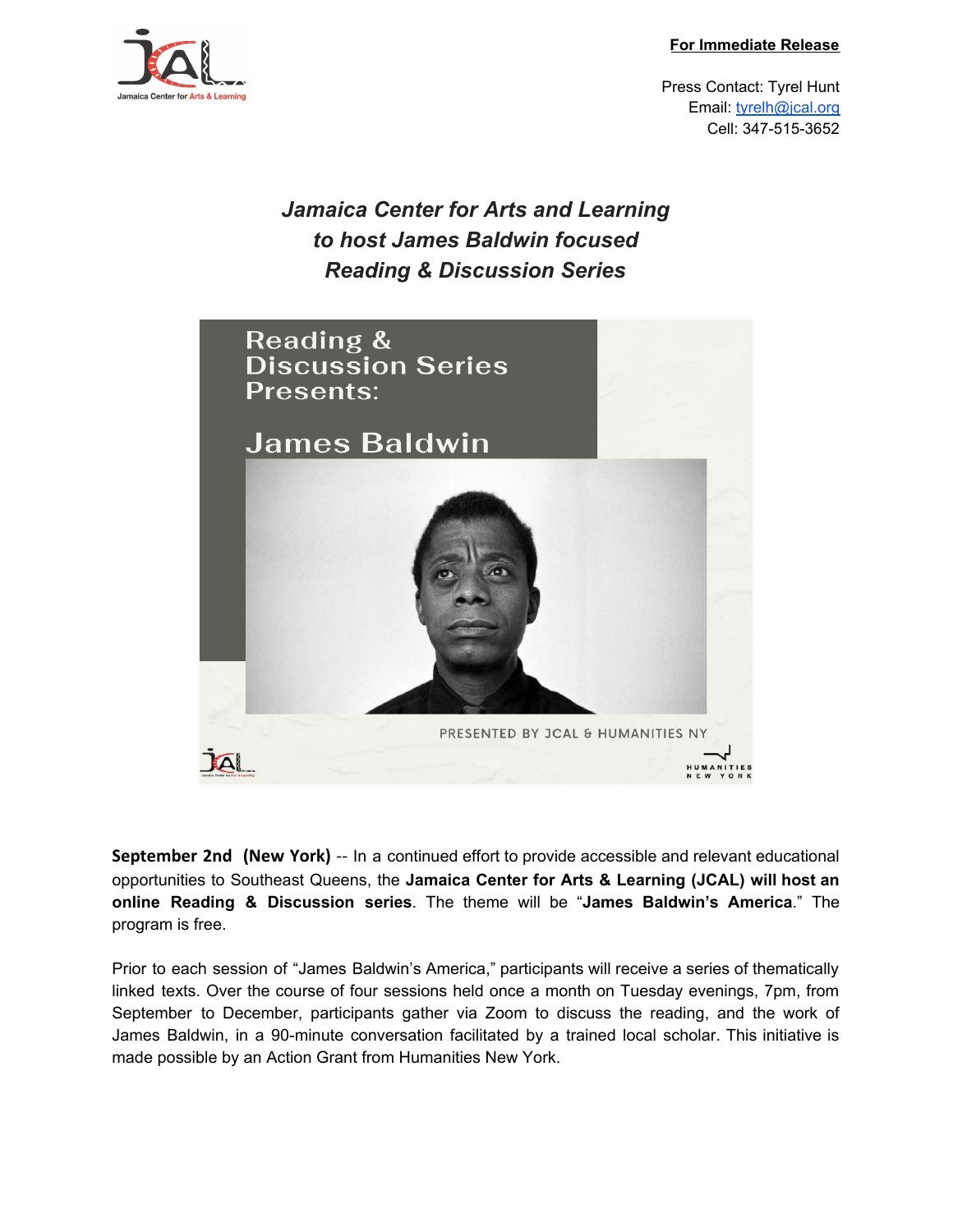**For Immediate Release**

Press Contact: Tyrel Hunt
Email: tyrelh@jcal.org
Cell: 347-515-3652

# *Jamaica Center for Arts and Learning to host James Baldwin focused Reading & Discussion Series*

Reading & Discussion Series Presents:

James Baldwin

PRESENTED BY JCAL & HUMANITIES NY

**September 2nd (New York)** -- In a continued effort to provide accessible and relevant educational opportunities to Southeast Queens, the **Jamaica Center for Arts & Learning (JCAL) will host an online Reading & Discussion series**. The theme will be "**James Baldwin's America**." The program is free.

Prior to each session of "James Baldwin's America," participants will receive a series of thematically linked texts. Over the course of four sessions held once a month on Tuesday evenings, 7pm, from September to December, participants gather via Zoom to discuss the reading, and the work of James Baldwin, in a 90-minute conversation facilitated by a trained local scholar. This initiative is made possible by an Action Grant from Humanities New York.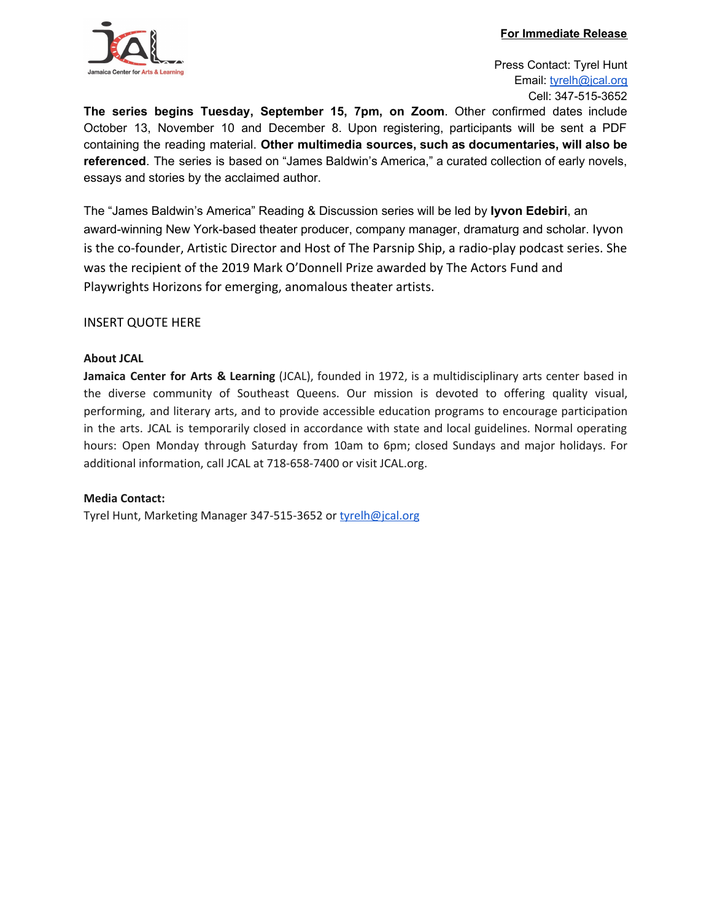**For Immediate Release**

Press Contact: Tyrel Hunt
Email: tyrelh@jcal.org
Cell: 347-515-3652

**The series begins Tuesday, September 15, 7pm, on Zoom**. Other confirmed dates include October 13, November 10 and December 8. Upon registering, participants will be sent a PDF containing the reading material. **Other multimedia sources, such as documentaries, will also be referenced**. The series is based on "James Baldwin's America," a curated collection of early novels, essays and stories by the acclaimed author.

The "James Baldwin's America" Reading & Discussion series will be led by **Iyvon Edebiri**, an award-winning New York-based theater producer, company manager, dramaturg and scholar. Iyvon is the co-founder, Artistic Director and Host of The Parsnip Ship, a radio-play podcast series. She was the recipient of the 2019 Mark O'Donnell Prize awarded by The Actors Fund and Playwrights Horizons for emerging, anomalous theater artists.

INSERT QUOTE HERE

**About JCAL**

**Jamaica Center for Arts & Learning** (JCAL), founded in 1972, is a multidisciplinary arts center based in the diverse community of Southeast Queens. Our mission is devoted to offering quality visual, performing, and literary arts, and to provide accessible education programs to encourage participation in the arts. JCAL is temporarily closed in accordance with state and local guidelines. Normal operating hours: Open Monday through Saturday from 10am to 6pm; closed Sundays and major holidays. For additional information, call JCAL at 718-658-7400 or visit JCAL.org.

**Media Contact:**
Tyrel Hunt, Marketing Manager 347-515-3652 or tyrelh@jcal.org